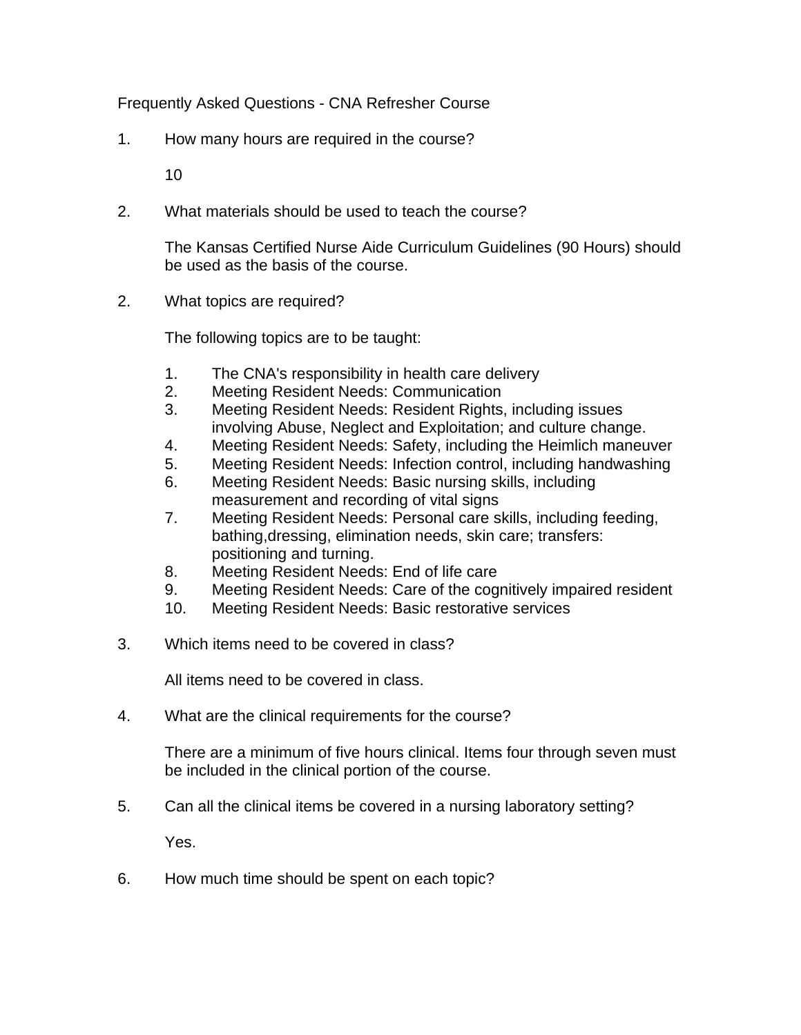Frequently Asked Questions - CNA Refresher Course

1. How many hours are required in the course?

   10

2. What materials should be used to teach the course?

   The Kansas Certified Nurse Aide Curriculum Guidelines (90 Hours) should be used as the basis of the course.

2. What topics are required?

   The following topics are to be taught:

   1. The CNA's responsibility in health care delivery
   2. Meeting Resident Needs: Communication
   3. Meeting Resident Needs: Resident Rights, including issues involving Abuse, Neglect and Exploitation; and culture change.
   4. Meeting Resident Needs: Safety, including the Heimlich maneuver
   5. Meeting Resident Needs: Infection control, including handwashing
   6. Meeting Resident Needs: Basic nursing skills, including measurement and recording of vital signs
   7. Meeting Resident Needs: Personal care skills, including feeding, bathing,dressing, elimination needs, skin care; transfers: positioning and turning.
   8. Meeting Resident Needs: End of life care
   9. Meeting Resident Needs: Care of the cognitively impaired resident
   10. Meeting Resident Needs: Basic restorative services

3. Which items need to be covered in class?

   All items need to be covered in class.

4. What are the clinical requirements for the course?

   There are a minimum of five hours clinical. Items four through seven must be included in the clinical portion of the course.

5. Can all the clinical items be covered in a nursing laboratory setting?

   Yes.

6. How much time should be spent on each topic?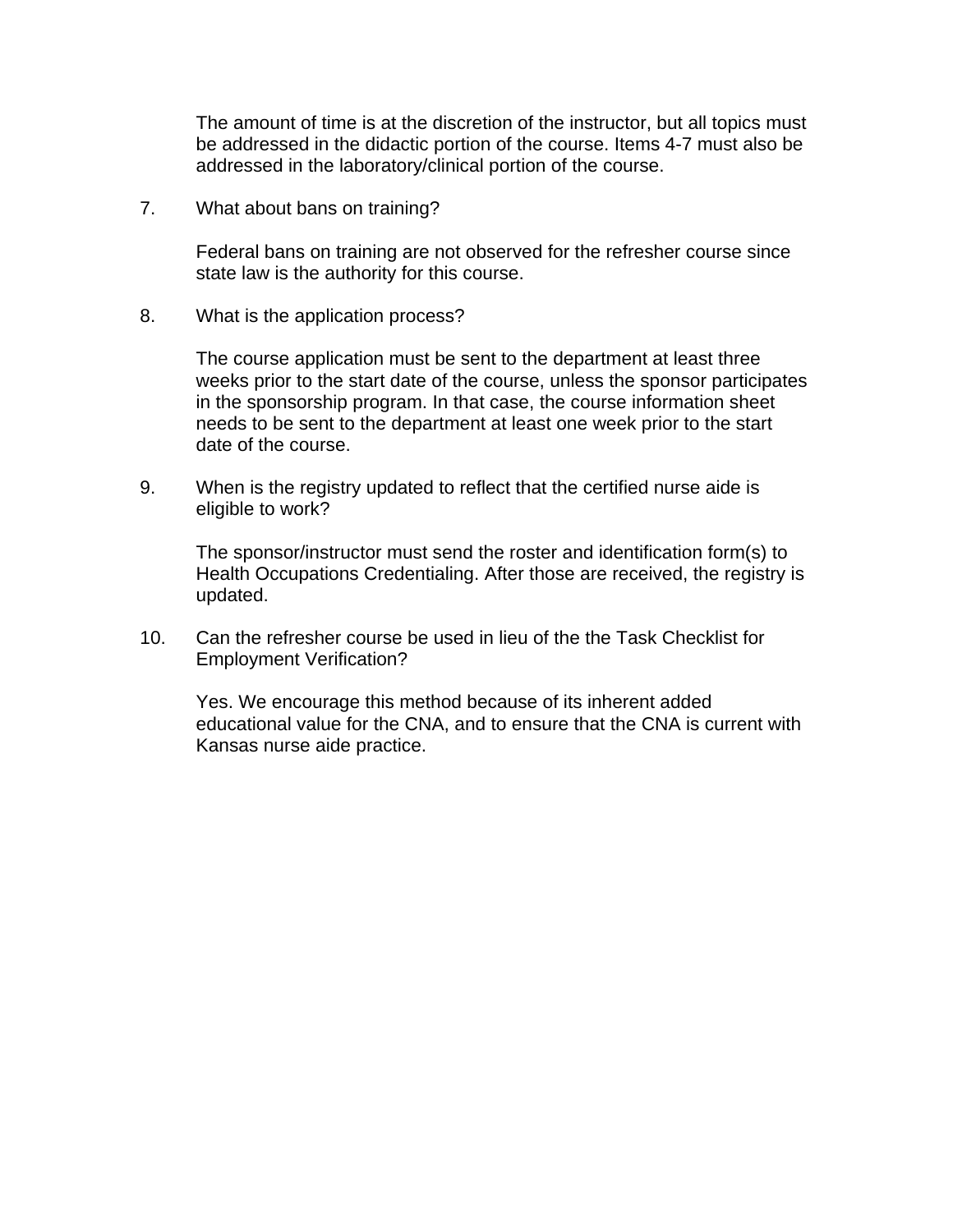The amount of time is at the discretion of the instructor, but all topics must be addressed in the didactic portion of the course. Items 4-7 must also be addressed in the laboratory/clinical portion of the course.

7. What about bans on training?

   Federal bans on training are not observed for the refresher course since state law is the authority for this course.

8. What is the application process?

   The course application must be sent to the department at least three weeks prior to the start date of the course, unless the sponsor participates in the sponsorship program. In that case, the course information sheet needs to be sent to the department at least one week prior to the start date of the course.

9. When is the registry updated to reflect that the certified nurse aide is eligible to work?

   The sponsor/instructor must send the roster and identification form(s) to Health Occupations Credentialing. After those are received, the registry is updated.

10. Can the refresher course be used in lieu of the the Task Checklist for Employment Verification?

    Yes. We encourage this method because of its inherent added educational value for the CNA, and to ensure that the CNA is current with Kansas nurse aide practice.